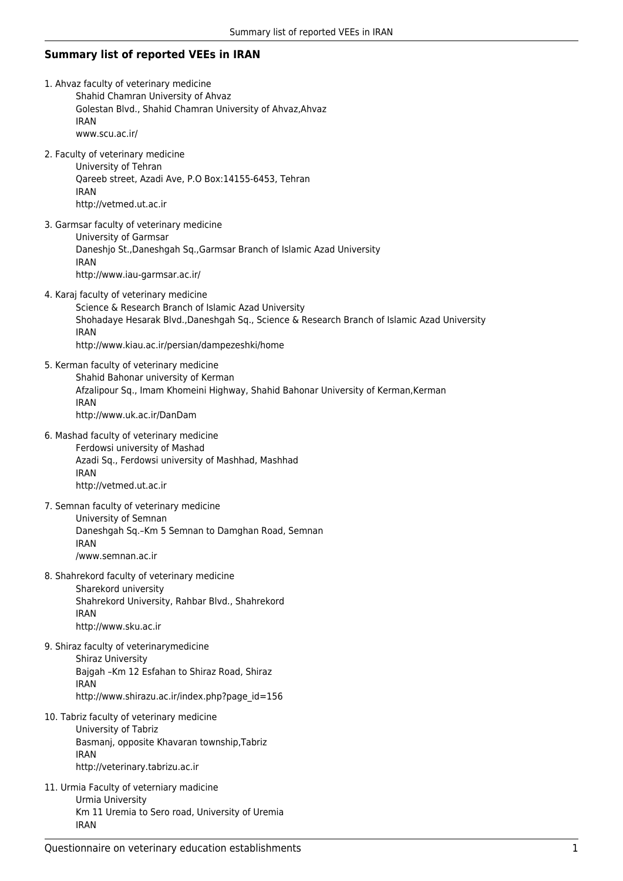## Summary list of reported VEEs in IRAN

1. Ahvaz faculty of veterinary medicine
   Shahid Chamran University of Ahvaz
   Golestan Blvd., Shahid Chamran University of Ahvaz,Ahvaz
   IRAN
   www.scu.ac.ir/

2. Faculty of veterinary medicine
   University of Tehran
   Qareeb street, Azadi Ave, P.O Box:14155-6453, Tehran
   IRAN
   http://vetmed.ut.ac.ir

3. Garmsar faculty of veterinary medicine
   University of Garmsar
   Daneshjo St.,Daneshgah Sq.,Garmsar Branch of Islamic Azad University
   IRAN
   http://www.iau-garmsar.ac.ir/

4. Karaj faculty of veterinary medicine
   Science & Research Branch of Islamic Azad University
   Shohadaye Hesarak Blvd.,Daneshgah Sq., Science & Research Branch of Islamic Azad University
   IRAN
   http://www.kiau.ac.ir/persian/dampezeshki/home

5. Kerman faculty of veterinary medicine
   Shahid Bahonar university of Kerman
   Afzalipour Sq., Imam Khomeini Highway, Shahid Bahonar University of Kerman,Kerman
   IRAN
   http://www.uk.ac.ir/DanDam

6. Mashad faculty of veterinary medicine
   Ferdowsi university of Mashad
   Azadi Sq., Ferdowsi university of Mashhad, Mashhad
   IRAN
   http://vetmed.ut.ac.ir

7. Semnan faculty of veterinary medicine
   University of Semnan
   Daneshgah Sq.–Km 5 Semnan to Damghan Road, Semnan
   IRAN
   /www.semnan.ac.ir

8. Shahrekord faculty of veterinary medicine
   Sharekord university
   Shahrekord University, Rahbar Blvd., Shahrekord
   IRAN
   http://www.sku.ac.ir

9. Shiraz faculty of veterinarymedicine
   Shiraz University
   Bajgah –Km 12 Esfahan to Shiraz Road, Shiraz
   IRAN
   http://www.shirazu.ac.ir/index.php?page_id=156

10. Tabriz faculty of veterinary medicine
    University of Tabriz
    Basmanj, opposite Khavaran township,Tabriz
    IRAN
    http://veterinary.tabrizu.ac.ir

11. Urmia Faculty of veterniary madicine
    Urmia University
    Km 11 Uremia to Sero road, University of Uremia
    IRAN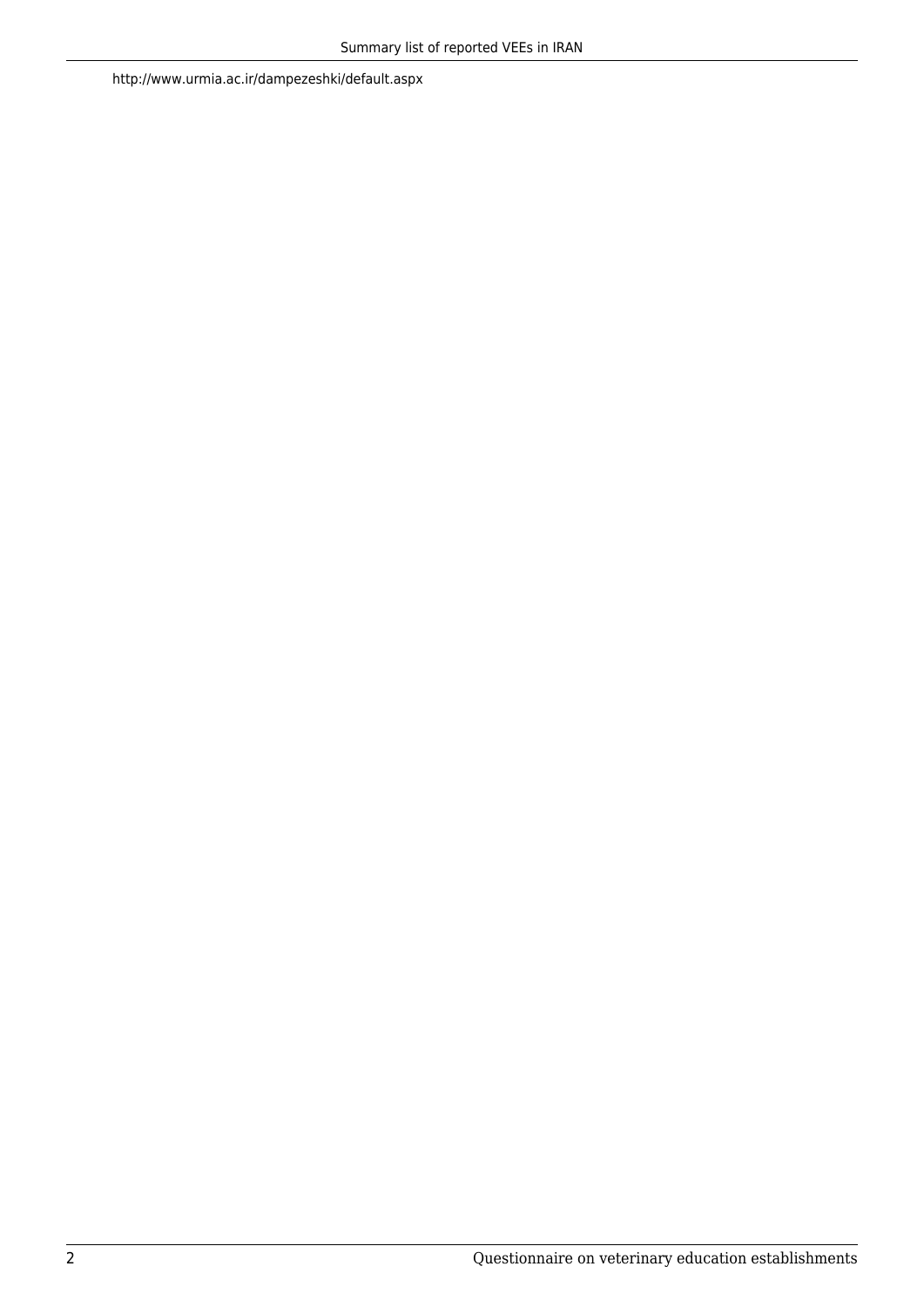http://www.urmia.ac.ir/dampezeshki/default.aspx